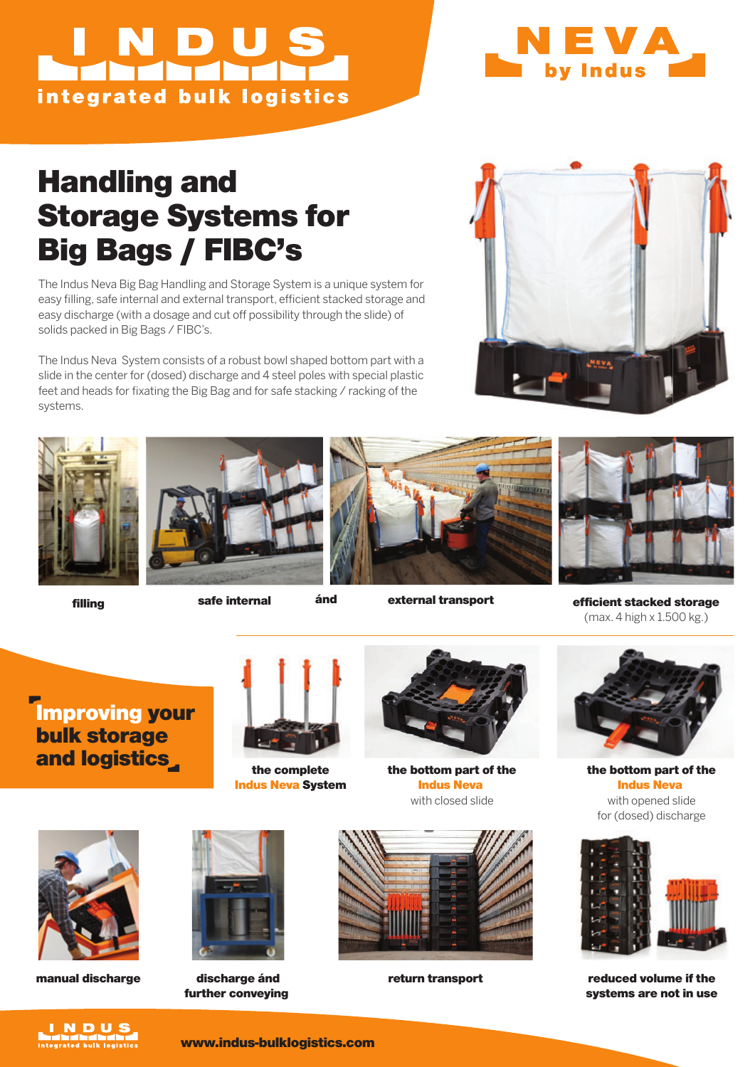# INDUS

integrated bulk logistics

NEVA by Indus

# Handling and Storage Systems for Big Bags / FIBC's

The Indus Neva Big Bag Handling and Storage System is a unique system for easy filling, safe internal and external transport, efficient stacked storage and easy discharge (with a dosage and cut off possibility through the slide) of solids packed in Big Bags / FIBC's.

The Indus Neva System consists of a robust bowl shaped bottom part with a slide in the center for (dosed) discharge and 4 steel poles with special plastic feet and heads for fixating the Big Bag and for safe stacking / racking of the systems.

**filling**

**safe internal ánd external transport**

**efficient stacked storage**
(max. 4 high x 1.500 kg.)

## Improving your bulk storage and logistics

**the complete Indus Neva System**

**the bottom part of the Indus Neva**
with closed slide

**the bottom part of the Indus Neva**
with opened slide for (dosed) discharge

**manual discharge**

**discharge ánd further conveying**

**return transport**

**reduced volume if the systems are not in use**

**www.indus-bulklogistics.com**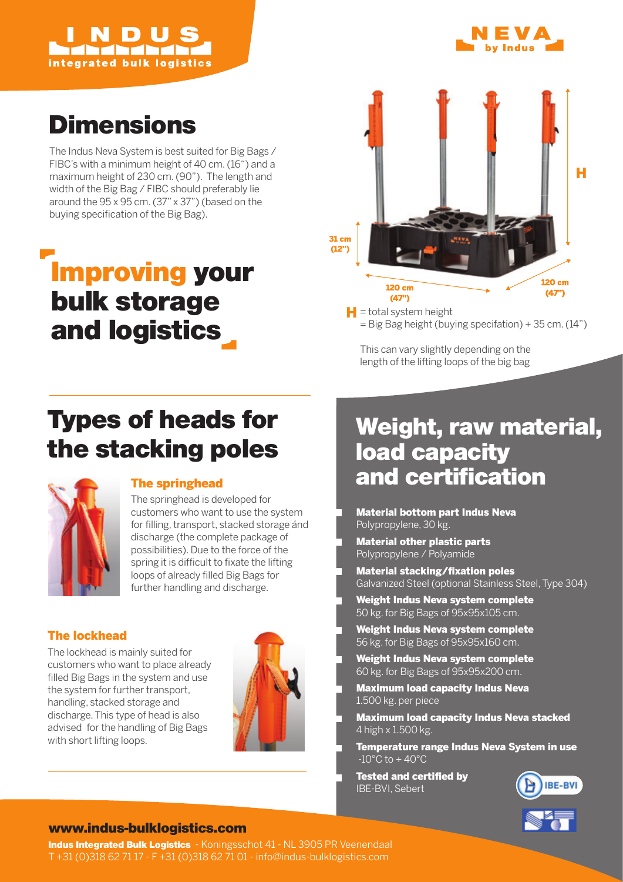INDUS integrated bulk logistics

NEVA by Indus

# Dimensions

The Indus Neva System is best suited for Big Bags / FIBC's with a minimum height of 40 cm. (16") and a maximum height of 230 cm. (90"). The length and width of the Big Bag / FIBC should preferably lie around the 95 x 95 cm. (37" x 37") (based on the buying specification of the Big Bag).

31 cm (12")

120 cm (47")

120 cm (47")

H

**H** = total system height
= Big Bag height (buying specifation) + 35 cm. (14")

This can vary slightly depending on the length of the lifting loops of the big bag

## Improving your bulk storage and logistics

# Types of heads for the stacking poles

### The springhead

The springhead is developed for customers who want to use the system for filling, transport, stacked storage ánd discharge (the complete package of possibilities). Due to the force of the spring it is difficult to fixate the lifting loops of already filled Big Bags for further handling and discharge.

### The lockhead

The lockhead is mainly suited for customers who want to place already filled Big Bags in the system and use the system for further transport, handling, stacked storage and discharge. This type of head is also advised for the handling of Big Bags with short lifting loops.

# Weight, raw material, load capacity and certification

- **Material bottom part Indus Neva**
  Polypropylene, 30 kg.
- **Material other plastic parts**
  Polypropylene / Polyamide
- **Material stacking/fixation poles**
  Galvanized Steel (optional Stainless Steel, Type 304)
- **Weight Indus Neva system complete**
  50 kg. for Big Bags of 95x95x105 cm.
- **Weight Indus Neva system complete**
  56 kg. for Big Bags of 95x95x160 cm.
- **Weight Indus Neva system complete**
  60 kg. for Big Bags of 95x95x200 cm.
- **Maximum load capacity Indus Neva**
  1.500 kg. per piece
- **Maximum load capacity Indus Neva stacked**
  4 high x 1.500 kg.
- **Temperature range Indus Neva System in use**
  -10°C to + 40°C
- **Tested and certified by**
  IBE-BVI, Sebert

IBE-BVI

**www.indus-bulklogistics.com**

**Indus Integrated Bulk Logistics** - Koningsschot 41 - NL 3905 PR Veenendaal
T +31 (0)318 62 71 17 - F +31 (0)318 62 71 01 - info@indus-bulklogistics.com